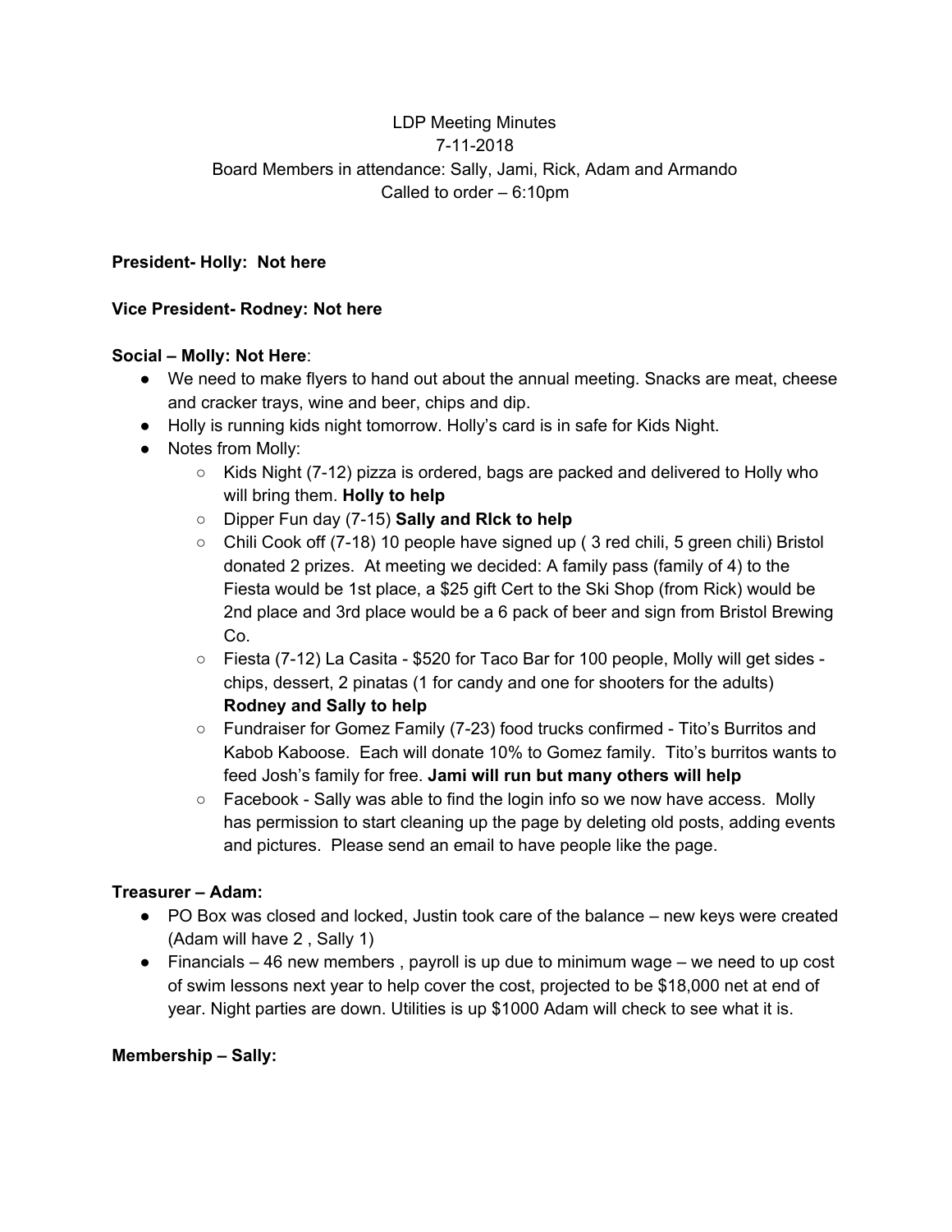LDP Meeting Minutes
7-11-2018
Board Members in attendance: Sally, Jami, Rick, Adam and Armando
Called to order – 6:10pm

**President- Holly: Not here**

**Vice President- Rodney: Not here**

**Social – Molly: Not Here**:

- We need to make flyers to hand out about the annual meeting. Snacks are meat, cheese and cracker trays, wine and beer, chips and dip.
- Holly is running kids night tomorrow. Holly's card is in safe for Kids Night.
- Notes from Molly:
  - Kids Night (7-12) pizza is ordered, bags are packed and delivered to Holly who will bring them. **Holly to help**
  - Dipper Fun day (7-15) **Sally and RIck to help**
  - Chili Cook off (7-18) 10 people have signed up ( 3 red chili, 5 green chili) Bristol donated 2 prizes. At meeting we decided: A family pass (family of 4) to the Fiesta would be 1st place, a $25 gift Cert to the Ski Shop (from Rick) would be 2nd place and 3rd place would be a 6 pack of beer and sign from Bristol Brewing Co.
  - Fiesta (7-12) La Casita - $520 for Taco Bar for 100 people, Molly will get sides - chips, dessert, 2 pinatas (1 for candy and one for shooters for the adults) **Rodney and Sally to help**
  - Fundraiser for Gomez Family (7-23) food trucks confirmed - Tito's Burritos and Kabob Kaboose. Each will donate 10% to Gomez family. Tito's burritos wants to feed Josh's family for free. **Jami will run but many others will help**
  - Facebook - Sally was able to find the login info so we now have access. Molly has permission to start cleaning up the page by deleting old posts, adding events and pictures. Please send an email to have people like the page.

**Treasurer – Adam:**

- PO Box was closed and locked, Justin took care of the balance – new keys were created (Adam will have 2 , Sally 1)
- Financials – 46 new members , payroll is up due to minimum wage – we need to up cost of swim lessons next year to help cover the cost, projected to be $18,000 net at end of year. Night parties are down. Utilities is up $1000 Adam will check to see what it is.

**Membership – Sally:**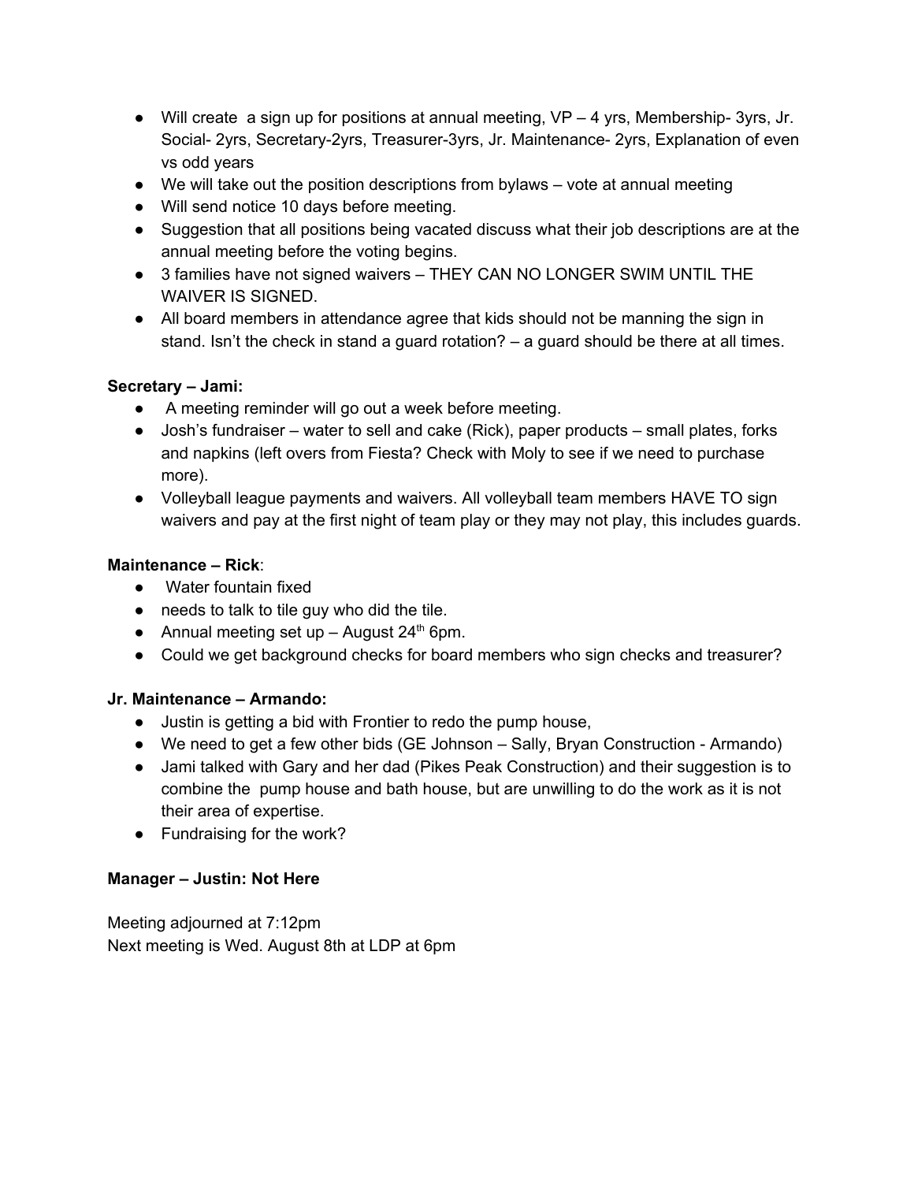- Will create  a sign up for positions at annual meeting, VP – 4 yrs, Membership- 3yrs, Jr. Social- 2yrs, Secretary-2yrs, Treasurer-3yrs, Jr. Maintenance- 2yrs, Explanation of even vs odd years
- We will take out the position descriptions from bylaws – vote at annual meeting
- Will send notice 10 days before meeting.
- Suggestion that all positions being vacated discuss what their job descriptions are at the annual meeting before the voting begins.
- 3 families have not signed waivers – THEY CAN NO LONGER SWIM UNTIL THE WAIVER IS SIGNED.
- All board members in attendance agree that kids should not be manning the sign in stand. Isn't the check in stand a guard rotation? – a guard should be there at all times.

**Secretary – Jami:**

- A meeting reminder will go out a week before meeting.
- Josh's fundraiser – water to sell and cake (Rick), paper products – small plates, forks and napkins (left overs from Fiesta? Check with Moly to see if we need to purchase more).
- Volleyball league payments and waivers. All volleyball team members HAVE TO sign waivers and pay at the first night of team play or they may not play, this includes guards.

**Maintenance – Rick**:

- Water fountain fixed
- needs to talk to tile guy who did the tile.
- Annual meeting set up – August 24th 6pm.
- Could we get background checks for board members who sign checks and treasurer?

**Jr. Maintenance – Armando:**

- Justin is getting a bid with Frontier to redo the pump house,
- We need to get a few other bids (GE Johnson – Sally, Bryan Construction - Armando)
- Jami talked with Gary and her dad (Pikes Peak Construction) and their suggestion is to combine the  pump house and bath house, but are unwilling to do the work as it is not their area of expertise.
- Fundraising for the work?

**Manager – Justin: Not Here**

Meeting adjourned at 7:12pm
Next meeting is Wed. August 8th at LDP at 6pm